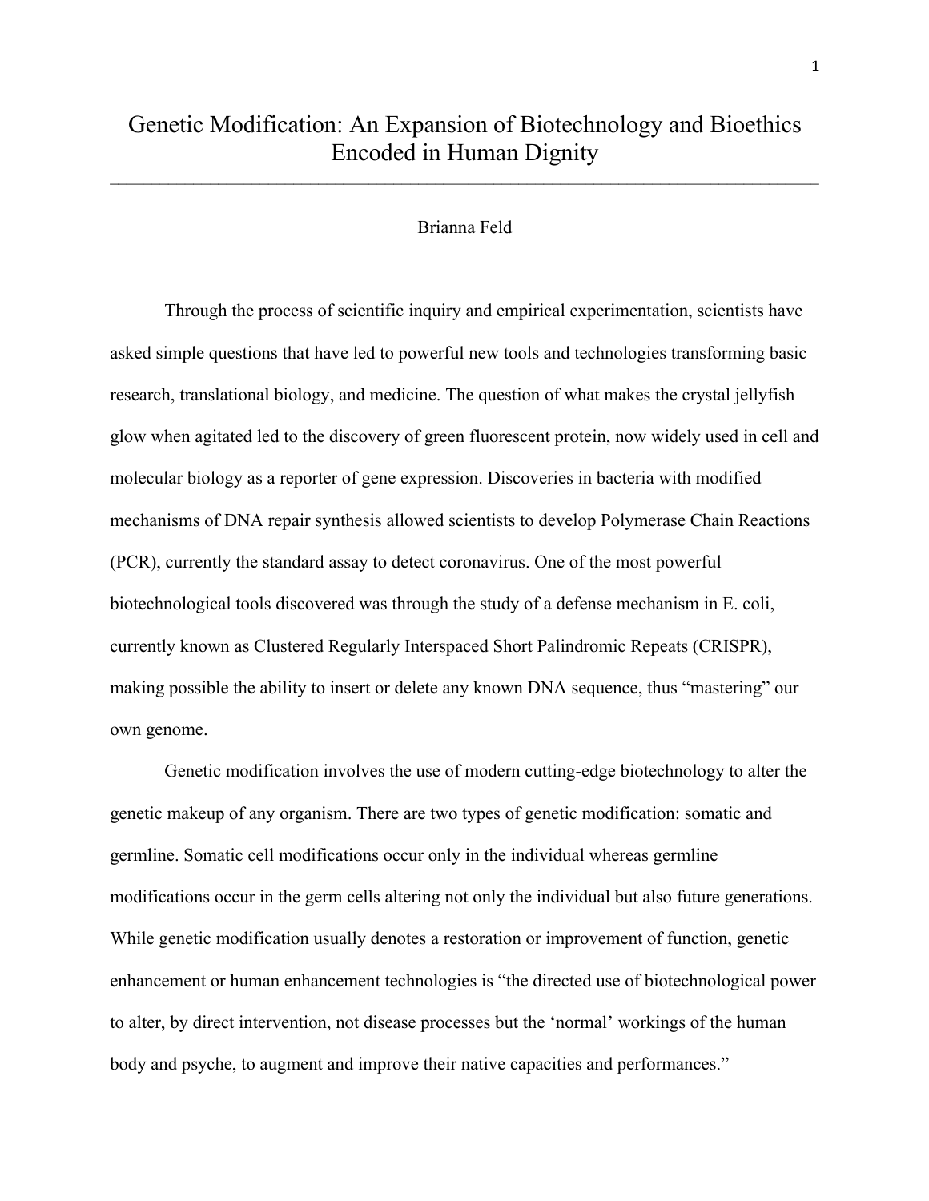# Genetic Modification: An Expansion of Biotechnology and Bioethics Encoded in Human Dignity

Brianna Feld

Through the process of scientific inquiry and empirical experimentation, scientists have asked simple questions that have led to powerful new tools and technologies transforming basic research, translational biology, and medicine. The question of what makes the crystal jellyfish glow when agitated led to the discovery of green fluorescent protein, now widely used in cell and molecular biology as a reporter of gene expression. Discoveries in bacteria with modified mechanisms of DNA repair synthesis allowed scientists to develop Polymerase Chain Reactions (PCR), currently the standard assay to detect coronavirus. One of the most powerful biotechnological tools discovered was through the study of a defense mechanism in E. coli, currently known as Clustered Regularly Interspaced Short Palindromic Repeats (CRISPR), making possible the ability to insert or delete any known DNA sequence, thus "mastering" our own genome.

Genetic modification involves the use of modern cutting-edge biotechnology to alter the genetic makeup of any organism. There are two types of genetic modification: somatic and germline. Somatic cell modifications occur only in the individual whereas germline modifications occur in the germ cells altering not only the individual but also future generations. While genetic modification usually denotes a restoration or improvement of function, genetic enhancement or human enhancement technologies is "the directed use of biotechnological power to alter, by direct intervention, not disease processes but the 'normal' workings of the human body and psyche, to augment and improve their native capacities and performances."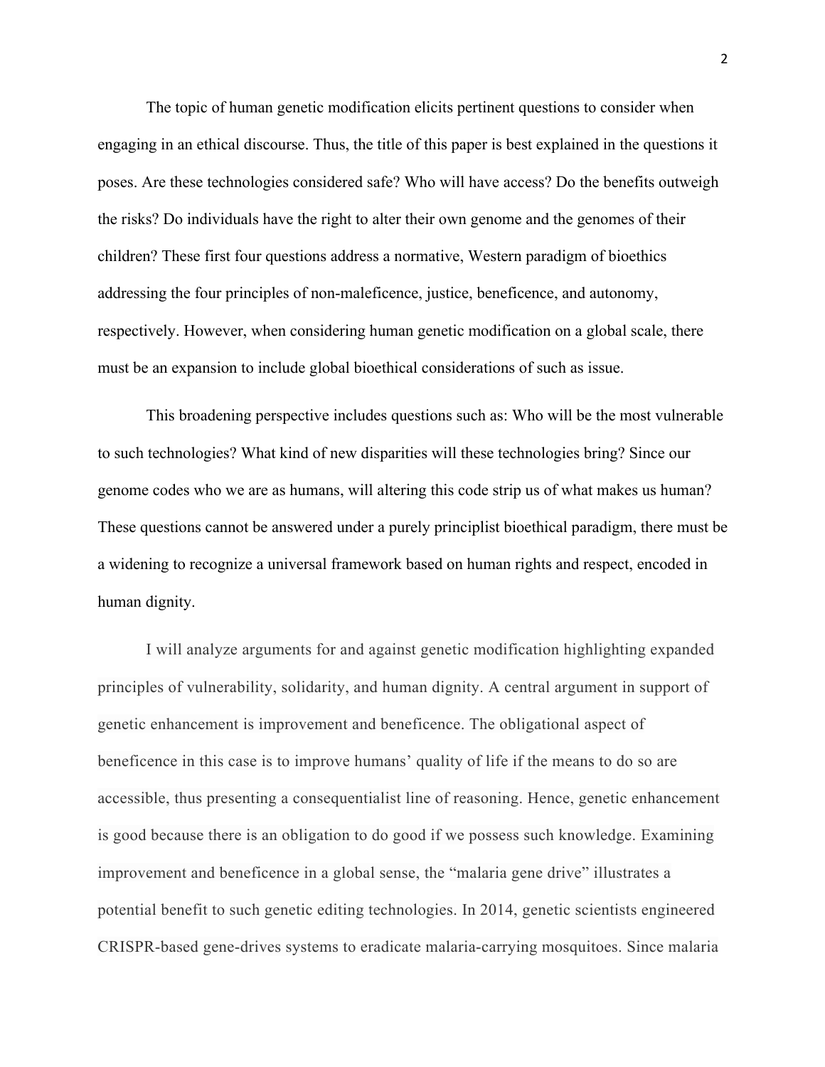The topic of human genetic modification elicits pertinent questions to consider when engaging in an ethical discourse. Thus, the title of this paper is best explained in the questions it poses. Are these technologies considered safe? Who will have access? Do the benefits outweigh the risks? Do individuals have the right to alter their own genome and the genomes of their children? These first four questions address a normative, Western paradigm of bioethics addressing the four principles of non-maleficence, justice, beneficence, and autonomy, respectively. However, when considering human genetic modification on a global scale, there must be an expansion to include global bioethical considerations of such as issue.

This broadening perspective includes questions such as: Who will be the most vulnerable to such technologies? What kind of new disparities will these technologies bring? Since our genome codes who we are as humans, will altering this code strip us of what makes us human? These questions cannot be answered under a purely principlist bioethical paradigm, there must be a widening to recognize a universal framework based on human rights and respect, encoded in human dignity.

I will analyze arguments for and against genetic modification highlighting expanded principles of vulnerability, solidarity, and human dignity. A central argument in support of genetic enhancement is improvement and beneficence. The obligational aspect of beneficence in this case is to improve humans' quality of life if the means to do so are accessible, thus presenting a consequentialist line of reasoning. Hence, genetic enhancement is good because there is an obligation to do good if we possess such knowledge. Examining improvement and beneficence in a global sense, the "malaria gene drive" illustrates a potential benefit to such genetic editing technologies. In 2014, genetic scientists engineered CRISPR-based gene-drives systems to eradicate malaria-carrying mosquitoes. Since malaria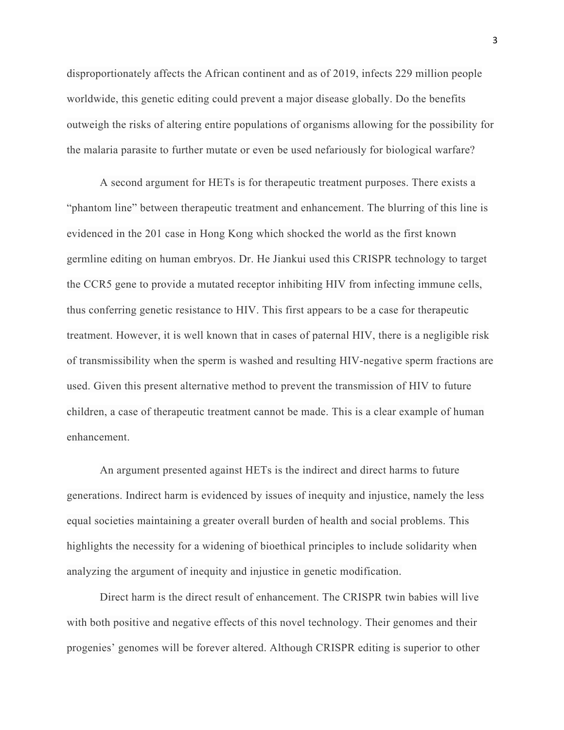disproportionately affects the African continent and as of 2019, infects 229 million people worldwide, this genetic editing could prevent a major disease globally. Do the benefits outweigh the risks of altering entire populations of organisms allowing for the possibility for the malaria parasite to further mutate or even be used nefariously for biological warfare?

A second argument for HETs is for therapeutic treatment purposes. There exists a "phantom line" between therapeutic treatment and enhancement. The blurring of this line is evidenced in the 201 case in Hong Kong which shocked the world as the first known germline editing on human embryos. Dr. He Jiankui used this CRISPR technology to target the CCR5 gene to provide a mutated receptor inhibiting HIV from infecting immune cells, thus conferring genetic resistance to HIV. This first appears to be a case for therapeutic treatment. However, it is well known that in cases of paternal HIV, there is a negligible risk of transmissibility when the sperm is washed and resulting HIV-negative sperm fractions are used. Given this present alternative method to prevent the transmission of HIV to future children, a case of therapeutic treatment cannot be made. This is a clear example of human enhancement.

An argument presented against HETs is the indirect and direct harms to future generations. Indirect harm is evidenced by issues of inequity and injustice, namely the less equal societies maintaining a greater overall burden of health and social problems. This highlights the necessity for a widening of bioethical principles to include solidarity when analyzing the argument of inequity and injustice in genetic modification.

Direct harm is the direct result of enhancement. The CRISPR twin babies will live with both positive and negative effects of this novel technology. Their genomes and their progenies' genomes will be forever altered. Although CRISPR editing is superior to other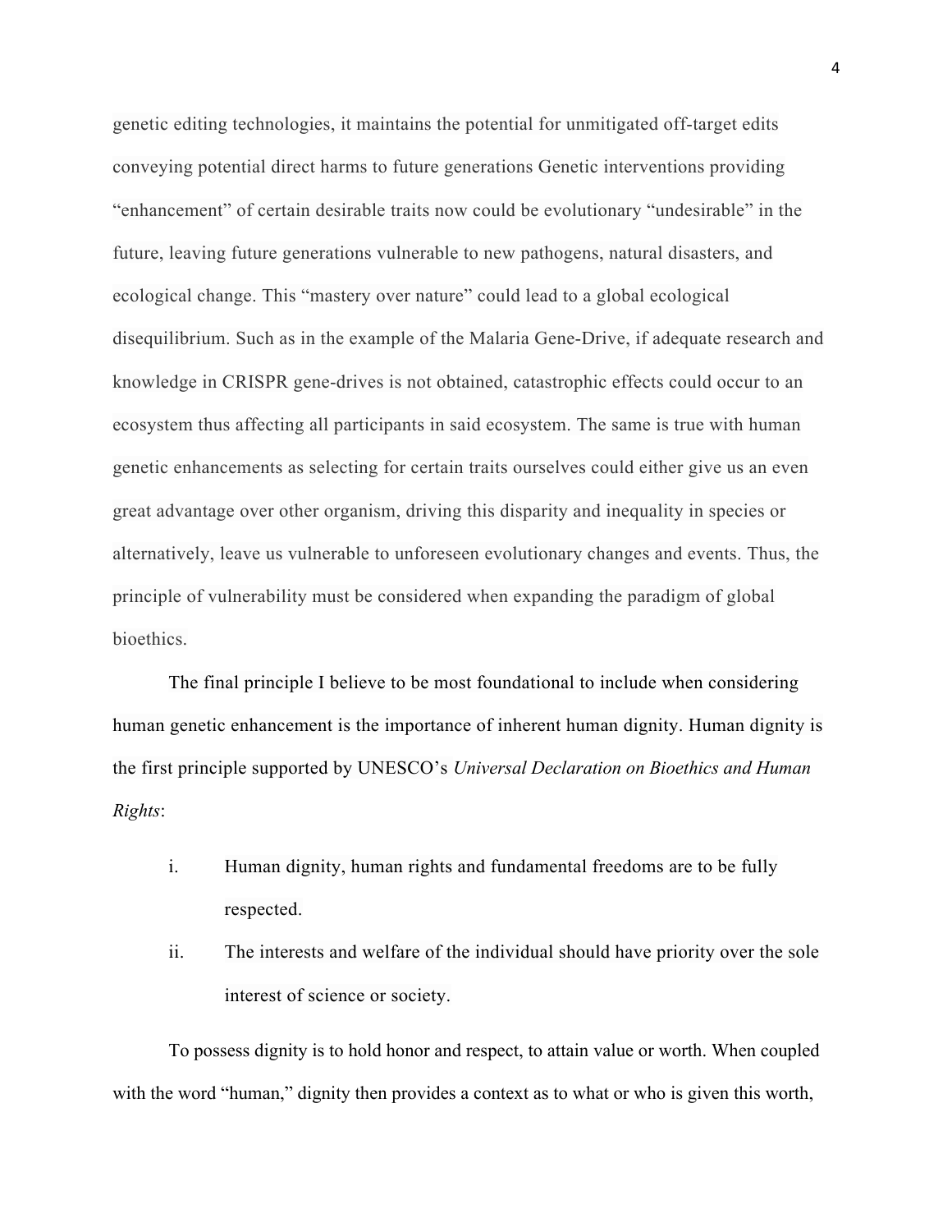genetic editing technologies, it maintains the potential for unmitigated off-target edits conveying potential direct harms to future generations Genetic interventions providing "enhancement" of certain desirable traits now could be evolutionary "undesirable" in the future, leaving future generations vulnerable to new pathogens, natural disasters, and ecological change. This "mastery over nature" could lead to a global ecological disequilibrium. Such as in the example of the Malaria Gene-Drive, if adequate research and knowledge in CRISPR gene-drives is not obtained, catastrophic effects could occur to an ecosystem thus affecting all participants in said ecosystem. The same is true with human genetic enhancements as selecting for certain traits ourselves could either give us an even great advantage over other organism, driving this disparity and inequality in species or alternatively, leave us vulnerable to unforeseen evolutionary changes and events. Thus, the principle of vulnerability must be considered when expanding the paradigm of global bioethics.

The final principle I believe to be most foundational to include when considering human genetic enhancement is the importance of inherent human dignity. Human dignity is the first principle supported by UNESCO's *Universal Declaration on Bioethics and Human Rights*:

i. Human dignity, human rights and fundamental freedoms are to be fully respected.

ii. The interests and welfare of the individual should have priority over the sole interest of science or society.

To possess dignity is to hold honor and respect, to attain value or worth. When coupled with the word "human," dignity then provides a context as to what or who is given this worth,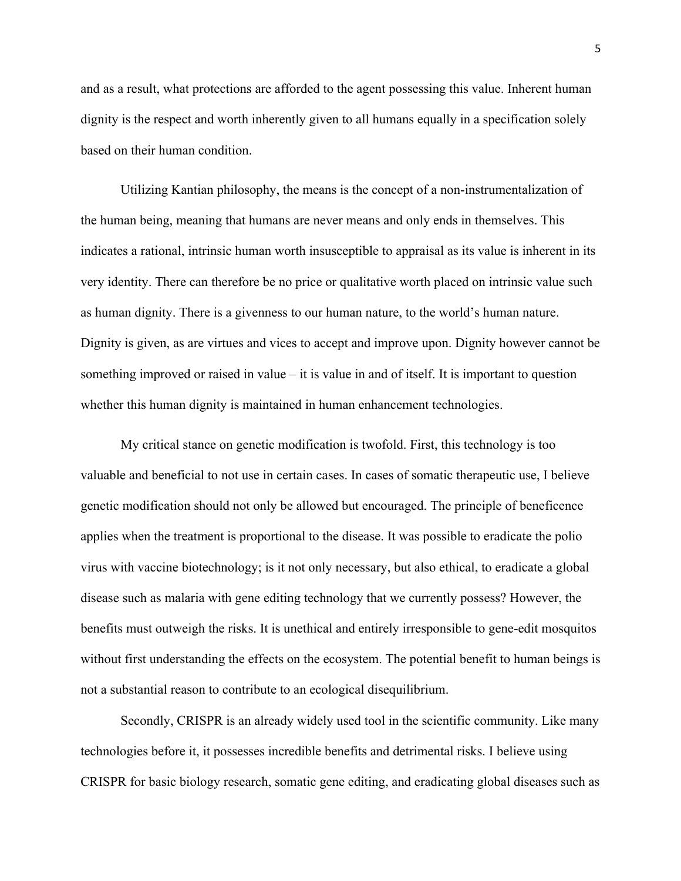and as a result, what protections are afforded to the agent possessing this value. Inherent human dignity is the respect and worth inherently given to all humans equally in a specification solely based on their human condition.

Utilizing Kantian philosophy, the means is the concept of a non-instrumentalization of the human being, meaning that humans are never means and only ends in themselves. This indicates a rational, intrinsic human worth insusceptible to appraisal as its value is inherent in its very identity. There can therefore be no price or qualitative worth placed on intrinsic value such as human dignity. There is a givenness to our human nature, to the world's human nature. Dignity is given, as are virtues and vices to accept and improve upon. Dignity however cannot be something improved or raised in value – it is value in and of itself. It is important to question whether this human dignity is maintained in human enhancement technologies.

My critical stance on genetic modification is twofold. First, this technology is too valuable and beneficial to not use in certain cases. In cases of somatic therapeutic use, I believe genetic modification should not only be allowed but encouraged. The principle of beneficence applies when the treatment is proportional to the disease. It was possible to eradicate the polio virus with vaccine biotechnology; is it not only necessary, but also ethical, to eradicate a global disease such as malaria with gene editing technology that we currently possess? However, the benefits must outweigh the risks. It is unethical and entirely irresponsible to gene-edit mosquitos without first understanding the effects on the ecosystem. The potential benefit to human beings is not a substantial reason to contribute to an ecological disequilibrium.

Secondly, CRISPR is an already widely used tool in the scientific community. Like many technologies before it, it possesses incredible benefits and detrimental risks. I believe using CRISPR for basic biology research, somatic gene editing, and eradicating global diseases such as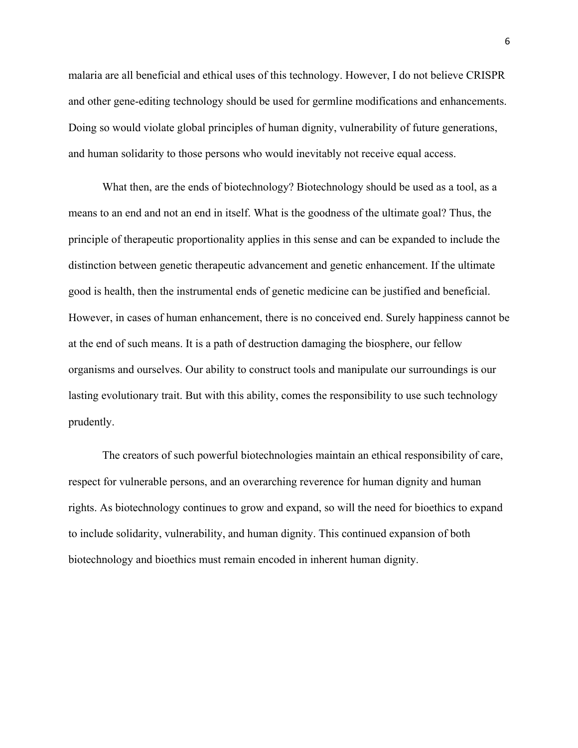malaria are all beneficial and ethical uses of this technology. However, I do not believe CRISPR and other gene-editing technology should be used for germline modifications and enhancements. Doing so would violate global principles of human dignity, vulnerability of future generations, and human solidarity to those persons who would inevitably not receive equal access.

What then, are the ends of biotechnology? Biotechnology should be used as a tool, as a means to an end and not an end in itself. What is the goodness of the ultimate goal? Thus, the principle of therapeutic proportionality applies in this sense and can be expanded to include the distinction between genetic therapeutic advancement and genetic enhancement. If the ultimate good is health, then the instrumental ends of genetic medicine can be justified and beneficial. However, in cases of human enhancement, there is no conceived end. Surely happiness cannot be at the end of such means. It is a path of destruction damaging the biosphere, our fellow organisms and ourselves. Our ability to construct tools and manipulate our surroundings is our lasting evolutionary trait. But with this ability, comes the responsibility to use such technology prudently.

The creators of such powerful biotechnologies maintain an ethical responsibility of care, respect for vulnerable persons, and an overarching reverence for human dignity and human rights. As biotechnology continues to grow and expand, so will the need for bioethics to expand to include solidarity, vulnerability, and human dignity. This continued expansion of both biotechnology and bioethics must remain encoded in inherent human dignity.